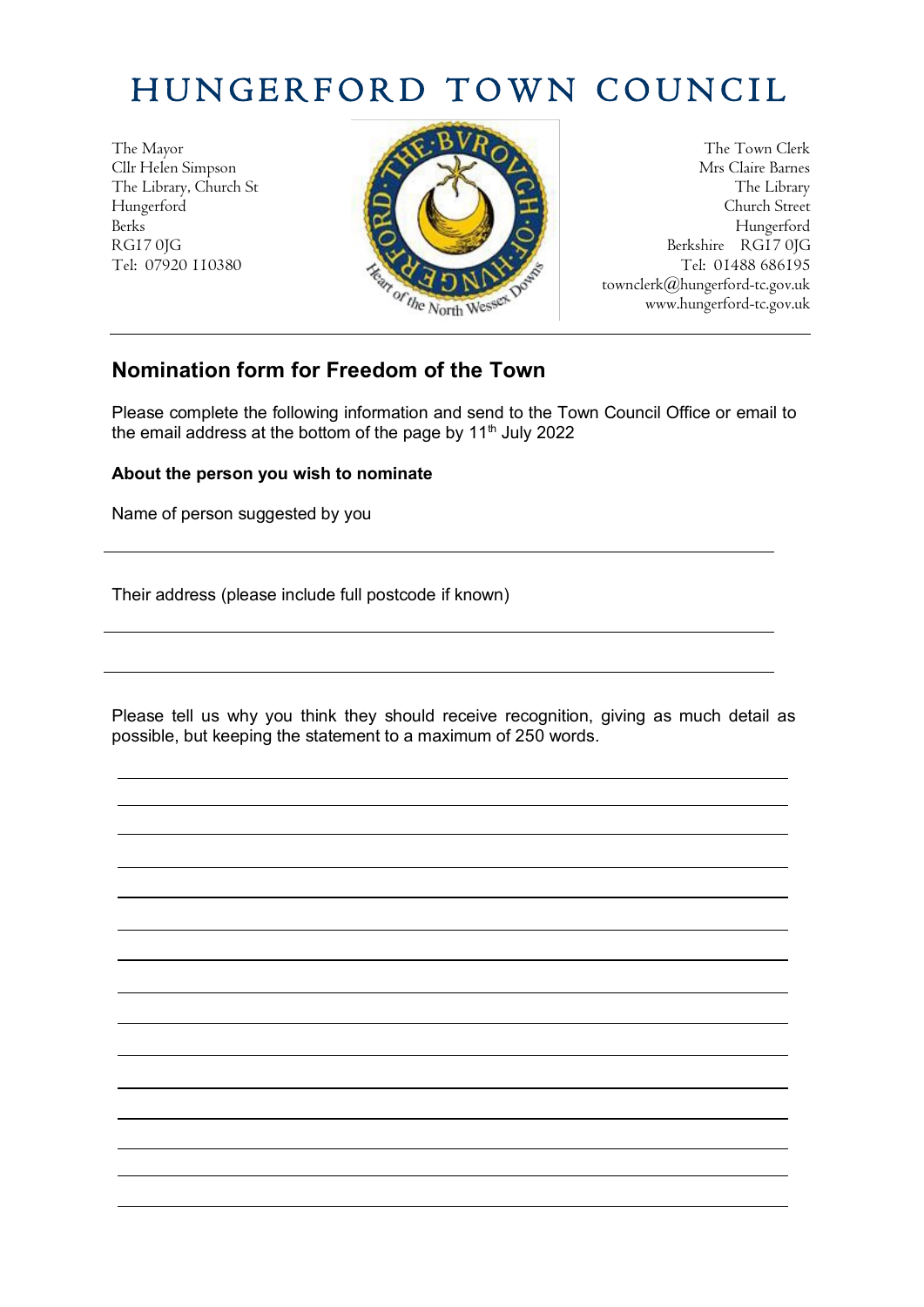# HUNGERFORD TOWN COUNCIL

The Mayor
Cllr Helen Simpson
The Library, Church St
Hungerford
Berks
RG17 0JG
Tel: 07920 110380

The Town Clerk
Mrs Claire Barnes
The Library
Church Street
Hungerford
Berkshire RG17 0JG
Tel: 01488 686195
townclerk@hungerford-tc.gov.uk
www.hungerford-tc.gov.uk

---

## Nomination form for Freedom of the Town

Please complete the following information and send to the Town Council Office or email to the email address at the bottom of the page by 11th July 2022

**About the person you wish to nominate**

Name of person suggested by you

______________________________________________

Their address (please include full postcode if known)

______________________________________________

______________________________________________

Please tell us why you think they should receive recognition, giving as much detail as possible, but keeping the statement to a maximum of 250 words.

______________________________________________

______________________________________________

______________________________________________

______________________________________________

______________________________________________

______________________________________________

______________________________________________

______________________________________________

______________________________________________

______________________________________________

______________________________________________

______________________________________________

______________________________________________

______________________________________________

______________________________________________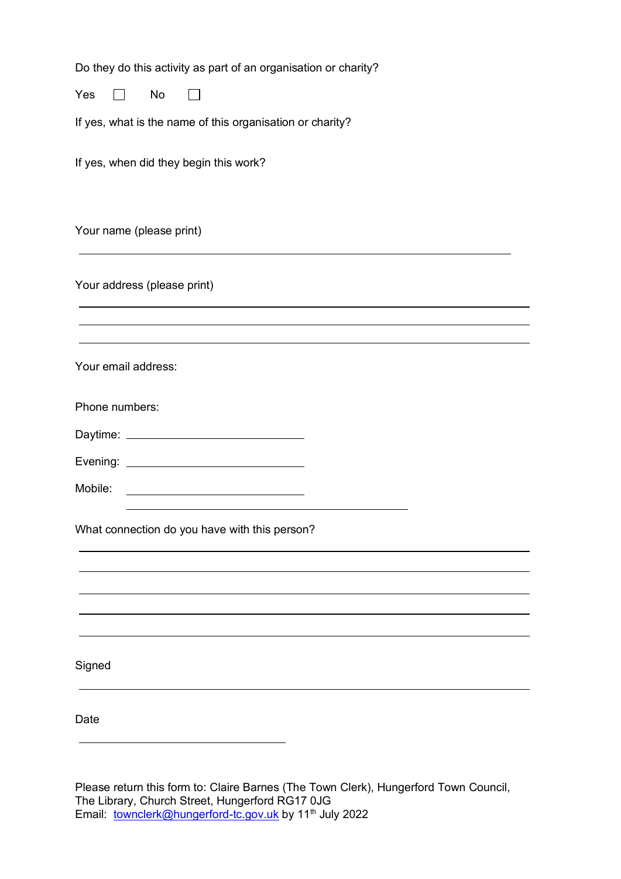Do they do this activity as part of an organisation or charity?

Yes ☐ No ☐

If yes, what is the name of this organisation or charity?

If yes, when did they begin this work?

Your name (please print)

\_\_\_\_\_\_\_\_\_\_\_\_\_\_\_\_\_\_\_\_\_\_\_\_\_\_\_\_\_\_\_\_\_\_\_\_\_\_\_\_\_\_\_\_\_\_\_\_\_\_\_\_

Your address (please print)

\_\_\_\_\_\_\_\_\_\_\_\_\_\_\_\_\_\_\_\_\_\_\_\_\_\_\_\_\_\_\_\_\_\_\_\_\_\_\_\_\_\_\_\_\_\_\_\_\_\_\_\_

\_\_\_\_\_\_\_\_\_\_\_\_\_\_\_\_\_\_\_\_\_\_\_\_\_\_\_\_\_\_\_\_\_\_\_\_\_\_\_\_\_\_\_\_\_\_\_\_\_\_\_\_

\_\_\_\_\_\_\_\_\_\_\_\_\_\_\_\_\_\_\_\_\_\_\_\_\_\_\_\_\_\_\_\_\_\_\_\_\_\_\_\_\_\_\_\_\_\_\_\_\_\_\_\_

Your email address:

Phone numbers:

Daytime: \_\_\_\_\_\_\_\_\_\_\_\_\_\_\_\_\_\_\_\_\_\_\_\_

Evening: \_\_\_\_\_\_\_\_\_\_\_\_\_\_\_\_\_\_\_\_\_\_\_\_

Mobile: \_\_\_\_\_\_\_\_\_\_\_\_\_\_\_\_\_\_\_\_\_\_\_\_

\_\_\_\_\_\_\_\_\_\_\_\_\_\_\_\_\_\_\_\_\_\_\_\_\_\_\_\_\_\_\_\_\_\_\_\_\_\_

What connection do you have with this person?

\_\_\_\_\_\_\_\_\_\_\_\_\_\_\_\_\_\_\_\_\_\_\_\_\_\_\_\_\_\_\_\_\_\_\_\_\_\_\_\_\_\_\_\_\_\_\_\_\_\_\_\_

\_\_\_\_\_\_\_\_\_\_\_\_\_\_\_\_\_\_\_\_\_\_\_\_\_\_\_\_\_\_\_\_\_\_\_\_\_\_\_\_\_\_\_\_\_\_\_\_\_\_\_\_

\_\_\_\_\_\_\_\_\_\_\_\_\_\_\_\_\_\_\_\_\_\_\_\_\_\_\_\_\_\_\_\_\_\_\_\_\_\_\_\_\_\_\_\_\_\_\_\_\_\_\_\_

\_\_\_\_\_\_\_\_\_\_\_\_\_\_\_\_\_\_\_\_\_\_\_\_\_\_\_\_\_\_\_\_\_\_\_\_\_\_\_\_\_\_\_\_\_\_\_\_\_\_\_\_

\_\_\_\_\_\_\_\_\_\_\_\_\_\_\_\_\_\_\_\_\_\_\_\_\_\_\_\_\_\_\_\_\_\_\_\_\_\_\_\_\_\_\_\_\_\_\_\_\_\_\_\_

Signed

\_\_\_\_\_\_\_\_\_\_\_\_\_\_\_\_\_\_\_\_\_\_\_\_\_\_\_\_\_\_\_\_\_\_\_\_\_\_\_\_\_\_\_\_\_\_\_\_\_\_\_\_

Date

\_\_\_\_\_\_\_\_\_\_\_\_\_\_\_\_\_\_\_\_\_\_\_\_\_\_\_\_

Please return this form to: Claire Barnes (The Town Clerk), Hungerford Town Council, The Library, Church Street, Hungerford RG17 0JG
Email: townclerk@hungerford-tc.gov.uk by 11th July 2022